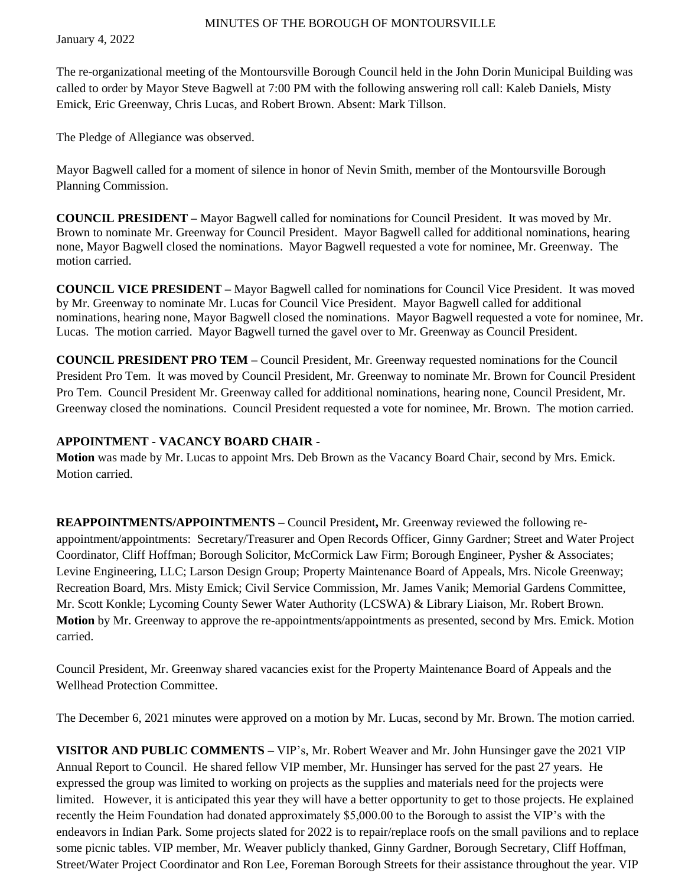MINUTES OF THE BOROUGH OF MONTOURSVILLE

January 4, 2022

The re-organizational meeting of the Montoursville Borough Council held in the John Dorin Municipal Building was called to order by Mayor Steve Bagwell at 7:00 PM with the following answering roll call: Kaleb Daniels, Misty Emick, Eric Greenway, Chris Lucas, and Robert Brown. Absent: Mark Tillson.

The Pledge of Allegiance was observed.

Mayor Bagwell called for a moment of silence in honor of Nevin Smith, member of the Montoursville Borough Planning Commission.

**COUNCIL PRESIDENT –** Mayor Bagwell called for nominations for Council President. It was moved by Mr. Brown to nominate Mr. Greenway for Council President. Mayor Bagwell called for additional nominations, hearing none, Mayor Bagwell closed the nominations. Mayor Bagwell requested a vote for nominee, Mr. Greenway. The motion carried.

**COUNCIL VICE PRESIDENT –** Mayor Bagwell called for nominations for Council Vice President. It was moved by Mr. Greenway to nominate Mr. Lucas for Council Vice President. Mayor Bagwell called for additional nominations, hearing none, Mayor Bagwell closed the nominations. Mayor Bagwell requested a vote for nominee, Mr. Lucas. The motion carried. Mayor Bagwell turned the gavel over to Mr. Greenway as Council President.

**COUNCIL PRESIDENT PRO TEM –** Council President, Mr. Greenway requested nominations for the Council President Pro Tem. It was moved by Council President, Mr. Greenway to nominate Mr. Brown for Council President Pro Tem. Council President Mr. Greenway called for additional nominations, hearing none, Council President, Mr. Greenway closed the nominations. Council President requested a vote for nominee, Mr. Brown. The motion carried.

**APPOINTMENT - VACANCY BOARD CHAIR -**

**Motion** was made by Mr. Lucas to appoint Mrs. Deb Brown as the Vacancy Board Chair, second by Mrs. Emick. Motion carried.

**REAPPOINTMENTS/APPOINTMENTS –** Council President**,** Mr. Greenway reviewed the following re-appointment/appointments: Secretary/Treasurer and Open Records Officer, Ginny Gardner; Street and Water Project Coordinator, Cliff Hoffman; Borough Solicitor, McCormick Law Firm; Borough Engineer, Pysher & Associates; Levine Engineering, LLC; Larson Design Group; Property Maintenance Board of Appeals, Mrs. Nicole Greenway; Recreation Board, Mrs. Misty Emick; Civil Service Commission, Mr. James Vanik; Memorial Gardens Committee, Mr. Scott Konkle; Lycoming County Sewer Water Authority (LCSWA) & Library Liaison, Mr. Robert Brown. **Motion** by Mr. Greenway to approve the re-appointments/appointments as presented, second by Mrs. Emick. Motion carried.

Council President, Mr. Greenway shared vacancies exist for the Property Maintenance Board of Appeals and the Wellhead Protection Committee.

The December 6, 2021 minutes were approved on a motion by Mr. Lucas, second by Mr. Brown. The motion carried.

**VISITOR AND PUBLIC COMMENTS –** VIP's, Mr. Robert Weaver and Mr. John Hunsinger gave the 2021 VIP Annual Report to Council. He shared fellow VIP member, Mr. Hunsinger has served for the past 27 years. He expressed the group was limited to working on projects as the supplies and materials need for the projects were limited. However, it is anticipated this year they will have a better opportunity to get to those projects. He explained recently the Heim Foundation had donated approximately $5,000.00 to the Borough to assist the VIP's with the endeavors in Indian Park. Some projects slated for 2022 is to repair/replace roofs on the small pavilions and to replace some picnic tables. VIP member, Mr. Weaver publicly thanked, Ginny Gardner, Borough Secretary, Cliff Hoffman, Street/Water Project Coordinator and Ron Lee, Foreman Borough Streets for their assistance throughout the year. VIP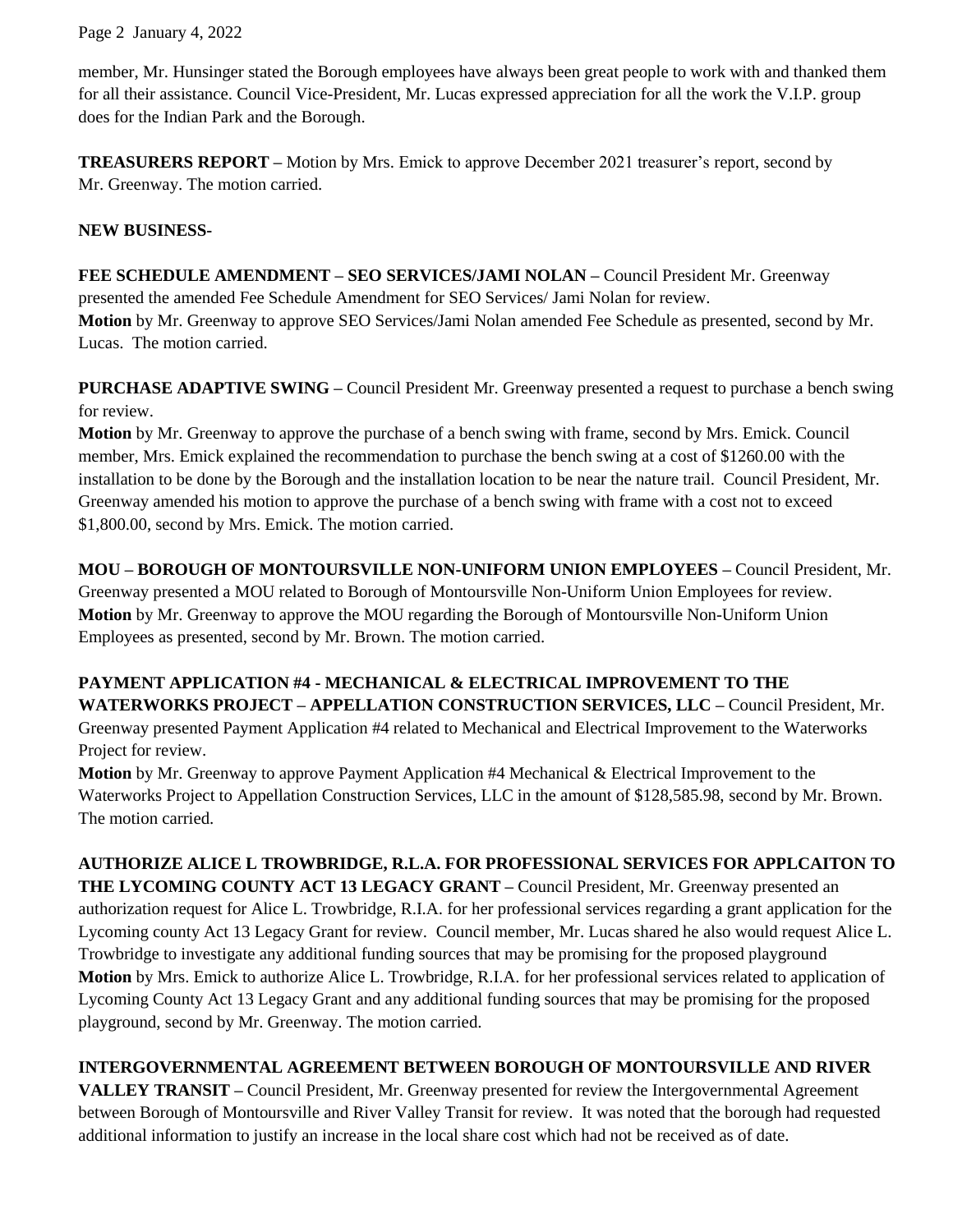member, Mr. Hunsinger stated the Borough employees have always been great people to work with and thanked them for all their assistance. Council Vice-President, Mr. Lucas expressed appreciation for all the work the V.I.P. group does for the Indian Park and the Borough.

**TREASURERS REPORT –** Motion by Mrs. Emick to approve December 2021 treasurer's report, second by Mr. Greenway. The motion carried.

**NEW BUSINESS-**

**FEE SCHEDULE AMENDMENT – SEO SERVICES/JAMI NOLAN –** Council President Mr. Greenway presented the amended Fee Schedule Amendment for SEO Services/ Jami Nolan for review.
**Motion** by Mr. Greenway to approve SEO Services/Jami Nolan amended Fee Schedule as presented, second by Mr. Lucas. The motion carried.

**PURCHASE ADAPTIVE SWING –** Council President Mr. Greenway presented a request to purchase a bench swing for review.
**Motion** by Mr. Greenway to approve the purchase of a bench swing with frame, second by Mrs. Emick. Council member, Mrs. Emick explained the recommendation to purchase the bench swing at a cost of $1260.00 with the installation to be done by the Borough and the installation location to be near the nature trail. Council President, Mr. Greenway amended his motion to approve the purchase of a bench swing with frame with a cost not to exceed $1,800.00, second by Mrs. Emick. The motion carried.

**MOU – BOROUGH OF MONTOURSVILLE NON-UNIFORM UNION EMPLOYEES –** Council President, Mr. Greenway presented a MOU related to Borough of Montoursville Non-Uniform Union Employees for review.
**Motion** by Mr. Greenway to approve the MOU regarding the Borough of Montoursville Non-Uniform Union Employees as presented, second by Mr. Brown. The motion carried.

**PAYMENT APPLICATION #4 - MECHANICAL & ELECTRICAL IMPROVEMENT TO THE WATERWORKS PROJECT – APPELLATION CONSTRUCTION SERVICES, LLC –** Council President, Mr. Greenway presented Payment Application #4 related to Mechanical and Electrical Improvement to the Waterworks Project for review.
**Motion** by Mr. Greenway to approve Payment Application #4 Mechanical & Electrical Improvement to the Waterworks Project to Appellation Construction Services, LLC in the amount of $128,585.98, second by Mr. Brown. The motion carried.

**AUTHORIZE ALICE L TROWBRIDGE, R.L.A. FOR PROFESSIONAL SERVICES FOR APPLCAITON TO THE LYCOMING COUNTY ACT 13 LEGACY GRANT –** Council President, Mr. Greenway presented an authorization request for Alice L. Trowbridge, R.I.A. for her professional services regarding a grant application for the Lycoming county Act 13 Legacy Grant for review. Council member, Mr. Lucas shared he also would request Alice L. Trowbridge to investigate any additional funding sources that may be promising for the proposed playground
**Motion** by Mrs. Emick to authorize Alice L. Trowbridge, R.I.A. for her professional services related to application of Lycoming County Act 13 Legacy Grant and any additional funding sources that may be promising for the proposed playground, second by Mr. Greenway. The motion carried.

**INTERGOVERNMENTAL AGREEMENT BETWEEN BOROUGH OF MONTOURSVILLE AND RIVER VALLEY TRANSIT –** Council President, Mr. Greenway presented for review the Intergovernmental Agreement between Borough of Montoursville and River Valley Transit for review. It was noted that the borough had requested additional information to justify an increase in the local share cost which had not be received as of date.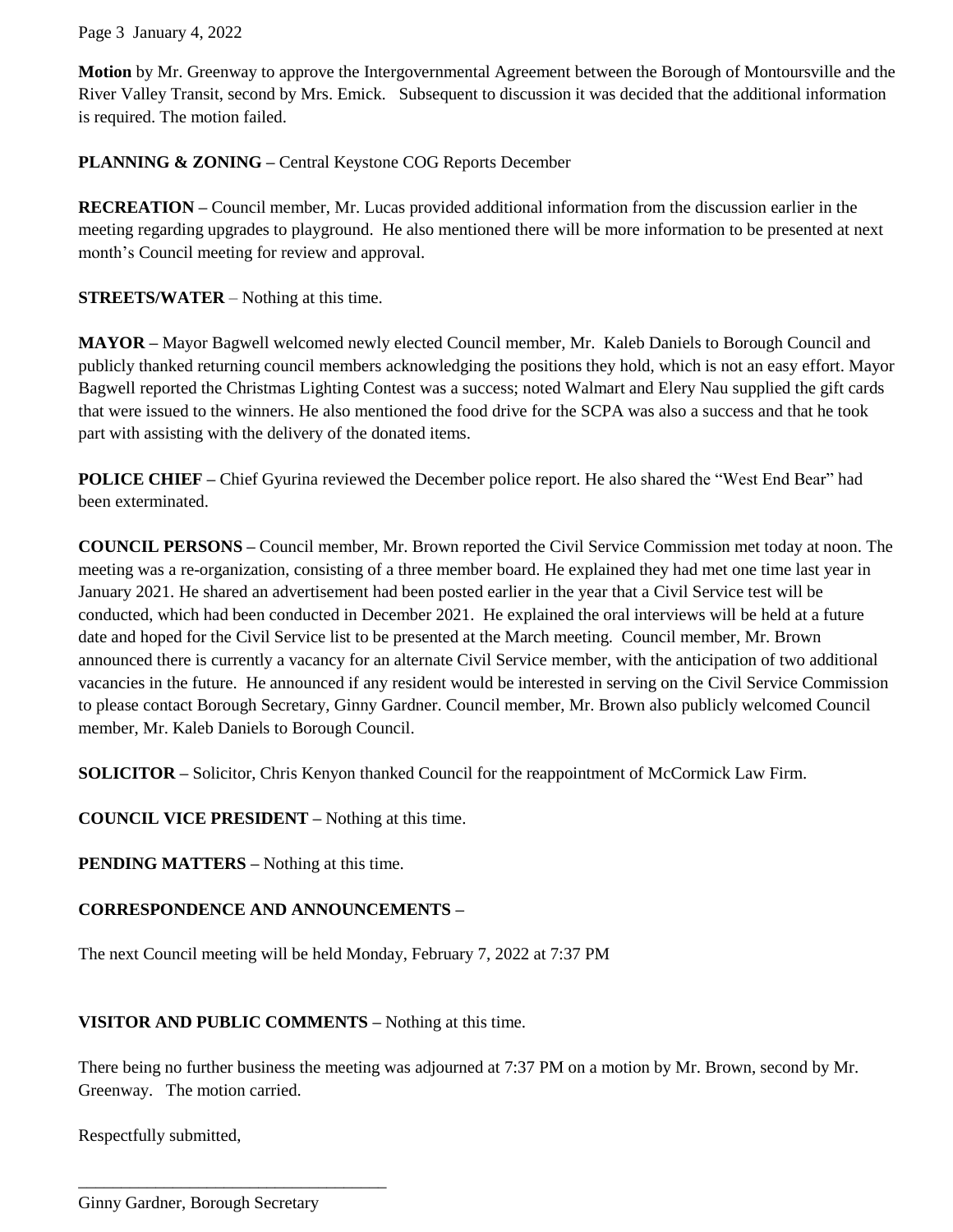**Motion** by Mr. Greenway to approve the Intergovernmental Agreement between the Borough of Montoursville and the River Valley Transit, second by Mrs. Emick. Subsequent to discussion it was decided that the additional information is required. The motion failed.

**PLANNING & ZONING –** Central Keystone COG Reports December

**RECREATION –** Council member, Mr. Lucas provided additional information from the discussion earlier in the meeting regarding upgrades to playground. He also mentioned there will be more information to be presented at next month's Council meeting for review and approval.

**STREETS/WATER** – Nothing at this time.

**MAYOR –** Mayor Bagwell welcomed newly elected Council member, Mr. Kaleb Daniels to Borough Council and publicly thanked returning council members acknowledging the positions they hold, which is not an easy effort. Mayor Bagwell reported the Christmas Lighting Contest was a success; noted Walmart and Elery Nau supplied the gift cards that were issued to the winners. He also mentioned the food drive for the SCPA was also a success and that he took part with assisting with the delivery of the donated items.

**POLICE CHIEF –** Chief Gyurina reviewed the December police report. He also shared the "West End Bear" had been exterminated.

**COUNCIL PERSONS –** Council member, Mr. Brown reported the Civil Service Commission met today at noon. The meeting was a re-organization, consisting of a three member board. He explained they had met one time last year in January 2021. He shared an advertisement had been posted earlier in the year that a Civil Service test will be conducted, which had been conducted in December 2021. He explained the oral interviews will be held at a future date and hoped for the Civil Service list to be presented at the March meeting. Council member, Mr. Brown announced there is currently a vacancy for an alternate Civil Service member, with the anticipation of two additional vacancies in the future. He announced if any resident would be interested in serving on the Civil Service Commission to please contact Borough Secretary, Ginny Gardner. Council member, Mr. Brown also publicly welcomed Council member, Mr. Kaleb Daniels to Borough Council.

**SOLICITOR –** Solicitor, Chris Kenyon thanked Council for the reappointment of McCormick Law Firm.

**COUNCIL VICE PRESIDENT –** Nothing at this time.

**PENDING MATTERS –** Nothing at this time.

**CORRESPONDENCE AND ANNOUNCEMENTS –**

The next Council meeting will be held Monday, February 7, 2022 at 7:37 PM

**VISITOR AND PUBLIC COMMENTS –** Nothing at this time.

There being no further business the meeting was adjourned at 7:37 PM on a motion by Mr. Brown, second by Mr. Greenway. The motion carried.

Respectfully submitted,

\_\_\_\_\_\_\_\_\_\_\_\_\_\_\_\_\_\_\_\_\_\_\_\_\_\_\_\_\_\_\_\_\_\_\_\_

Ginny Gardner, Borough Secretary